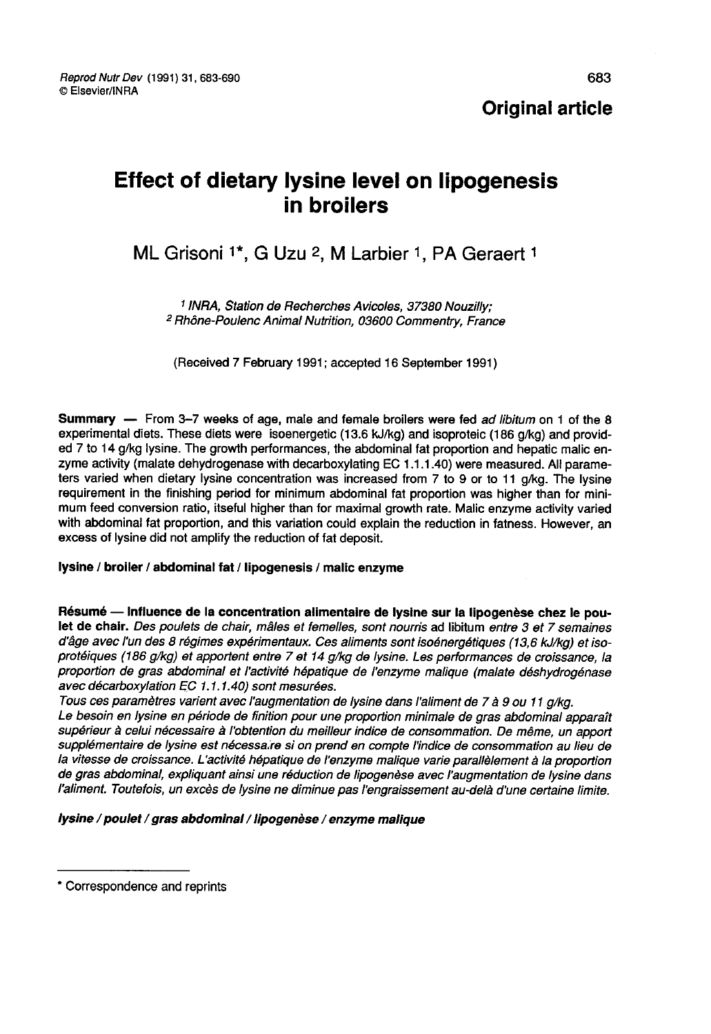**Original article**

# Effect of dietary lysine level on lipogenesis in broilers

ML Grisoni [1*], G Uzu [2], M Larbier [1], PA Geraert [1]

[1] *INRA, Station de Recherches Avicoles, 37380 Nouzilly;*
[2] *Rhône-Poulenc Animal Nutrition, 03600 Commentry, France*

(Received 7 February 1991; accepted 16 September 1991)

**Summary** — From 3–7 weeks of age, male and female broilers were fed *ad libitum* on 1 of the 8 experimental diets. These diets were isoenergetic (13.6 kJ/kg) and isoproteic (186 g/kg) and provided 7 to 14 g/kg lysine. The growth performances, the abdominal fat proportion and hepatic malic enzyme activity (malate dehydrogenase with decarboxylating EC 1.1.1.40) were measured. All parameters varied when dietary lysine concentration was increased from 7 to 9 or to 11 g/kg. The lysine requirement in the finishing period for minimum abdominal fat proportion was higher than for minimum feed conversion ratio, itseful higher than for maximal growth rate. Malic enzyme activity varied with abdominal fat proportion, and this variation could explain the reduction in fatness. However, an excess of lysine did not amplify the reduction of fat deposit.

**lysine / broiler / abdominal fat / lipogenesis / malic enzyme**

**Résumé — Influence de la concentration alimentaire de lysine sur la lipogenèse chez le poulet de chair.** *Des poulets de chair, mâles et femelles, sont nourris* ad libitum *entre 3 et 7 semaines d'âge avec l'un des 8 régimes expérimentaux. Ces aliments sont isoénergétiques (13,6 kJ/kg) et isoprotéiques (186 g/kg) et apportent entre 7 et 14 g/kg de lysine. Les performances de croissance, la proportion de gras abdominal et l'activité hépatique de l'enzyme malique (malate déshydrogénase avec décarboxylation EC 1.1.1.40) sont mesurées.*

*Tous ces paramètres varient avec l'augmentation de lysine dans l'aliment de 7 à 9 ou 11 g/kg.*

*Le besoin en lysine en période de finition pour une proportion minimale de gras abdominal apparaît supérieur à celui nécessaire à l'obtention du meilleur indice de consommation. De même, un apport supplémentaire de lysine est nécessaire si on prend en compte l'indice de consommation au lieu de la vitesse de croissance. L'activité hépatique de l'enzyme malique varie parallèlement à la proportion de gras abdominal, expliquant une réduction de lipogenèse avec l'augmentation de lysine dans l'aliment. Toutefois, un excès de lysine ne diminue pas l'engraissement au-delà d'une certaine limite.*

***lysine / poulet / gras abdominal / lipogenèse / enzyme malique***

---

\* Correspondence and reprints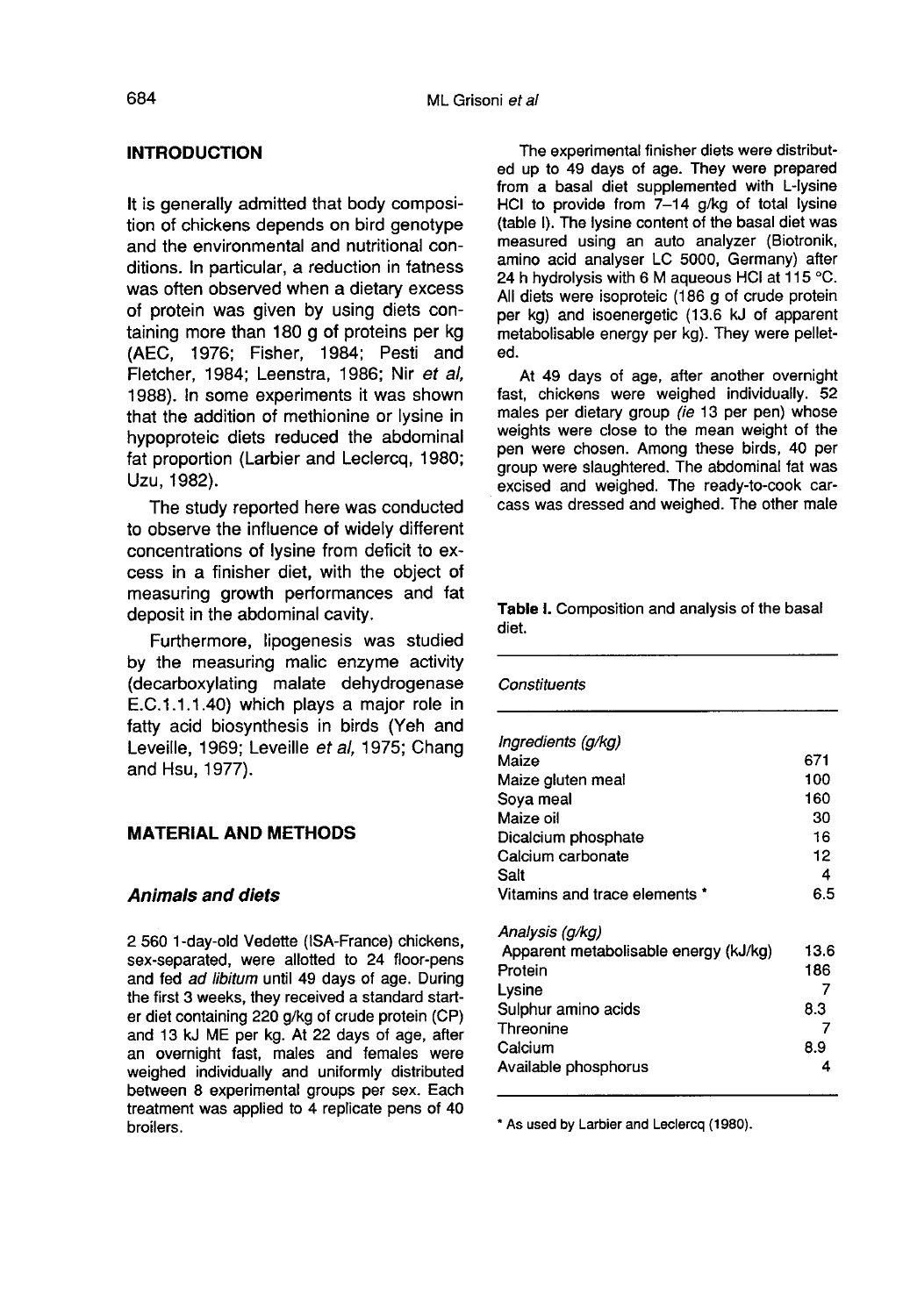## INTRODUCTION

It is generally admitted that body composition of chickens depends on bird genotype and the environmental and nutritional conditions. In particular, a reduction in fatness was often observed when a dietary excess of protein was given by using diets containing more than 180 g of proteins per kg (AEC, 1976; Fisher, 1984; Pesti and Fletcher, 1984; Leenstra, 1986; Nir *et al*, 1988). In some experiments it was shown that the addition of methionine or lysine in hypoproteic diets reduced the abdominal fat proportion (Larbier and Leclercq, 1980; Uzu, 1982).

The study reported here was conducted to observe the influence of widely different concentrations of lysine from deficit to excess in a finisher diet, with the object of measuring growth performances and fat deposit in the abdominal cavity.

Furthermore, lipogenesis was studied by the measuring malic enzyme activity (decarboxylating malate dehydrogenase E.C.1.1.1.40) which plays a major role in fatty acid biosynthesis in birds (Yeh and Leveille, 1969; Leveille *et al*, 1975; Chang and Hsu, 1977).

## MATERIAL AND METHODS

### *Animals and diets*

2 560 1-day-old Vedette (ISA-France) chickens, sex-separated, were allotted to 24 floor-pens and fed *ad libitum* until 49 days of age. During the first 3 weeks, they received a standard starter diet containing 220 g/kg of crude protein (CP) and 13 kJ ME per kg. At 22 days of age, after an overnight fast, males and females were weighed individually and uniformly distributed between 8 experimental groups per sex. Each treatment was applied to 4 replicate pens of 40 broilers.

The experimental finisher diets were distributed up to 49 days of age. They were prepared from a basal diet supplemented with L-lysine HCl to provide from 7–14 g/kg of total lysine (table I). The lysine content of the basal diet was measured using an auto analyzer (Biotronik, amino acid analyser LC 5000, Germany) after 24 h hydrolysis with 6 M aqueous HCl at 115 °C. All diets were isoproteic (186 g of crude protein per kg) and isoenergetic (13.6 kJ of apparent metabolisable energy per kg). They were pelleted.

At 49 days of age, after another overnight fast, chickens were weighed individually. 52 males per dietary group (*ie* 13 per pen) whose weights were close to the mean weight of the pen were chosen. Among these birds, 40 per group were slaughtered. The abdominal fat was excised and weighed. The ready-to-cook carcass was dressed and weighed. The other male

**Table I.** Composition and analysis of the basal diet.

| *Constituents* | |
|---|---|
| *Ingredients (g/kg)* | |
| Maize | 671 |
| Maize gluten meal | 100 |
| Soya meal | 160 |
| Maize oil | 30 |
| Dicalcium phosphate | 16 |
| Calcium carbonate | 12 |
| Salt | 4 |
| Vitamins and trace elements * | 6.5 |
| *Analysis (g/kg)* | |
| Apparent metabolisable energy (kJ/kg) | 13.6 |
| Protein | 186 |
| Lysine | 7 |
| Sulphur amino acids | 8.3 |
| Threonine | 7 |
| Calcium | 8.9 |
| Available phosphorus | 4 |

* As used by Larbier and Leclercq (1980).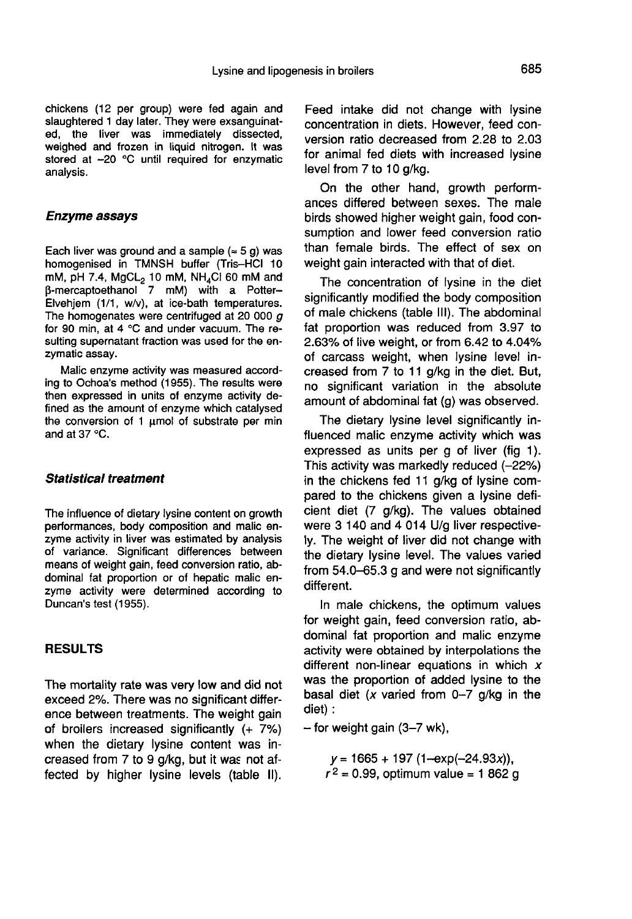chickens (12 per group) were fed again and slaughtered 1 day later. They were exsanguinated, the liver was immediately dissected, weighed and frozen in liquid nitrogen. It was stored at –20 °C until required for enzymatic analysis.

### *Enzyme assays*

Each liver was ground and a sample (≈ 5 g) was homogenised in TMNSH buffer (Tris–HCl 10 mM, pH 7.4, $MgCL_2$ 10 mM, $NH_4Cl$ 60 mM and β-mercaptoethanol 7 mM) with a Potter–Elvehjem (1/1, w/v), at ice-bath temperatures. The homogenates were centrifuged at 20 000 *g* for 90 min, at 4 °C and under vacuum. The resulting supernatant fraction was used for the enzymatic assay.

Malic enzyme activity was measured according to Ochoa's method (1955). The results were then expressed in units of enzyme activity defined as the amount of enzyme which catalysed the conversion of 1 µmol of substrate per min and at 37 °C.

### *Statistical treatment*

The influence of dietary lysine content on growth performances, body composition and malic enzyme activity in liver was estimated by analysis of variance. Significant differences between means of weight gain, feed conversion ratio, abdominal fat proportion or of hepatic malic enzyme activity were determined according to Duncan's test (1955).

## RESULTS

The mortality rate was very low and did not exceed 2%. There was no significant difference between treatments. The weight gain of broilers increased significantly (+ 7%) when the dietary lysine content was increased from 7 to 9 g/kg, but it was not affected by higher lysine levels (table II). Feed intake did not change with lysine concentration in diets. However, feed conversion ratio decreased from 2.28 to 2.03 for animal fed diets with increased lysine level from 7 to 10 g/kg.

On the other hand, growth performances differed between sexes. The male birds showed higher weight gain, food consumption and lower feed conversion ratio than female birds. The effect of sex on weight gain interacted with that of diet.

The concentration of lysine in the diet significantly modified the body composition of male chickens (table III). The abdominal fat proportion was reduced from 3.97 to 2.63% of live weight, or from 6.42 to 4.04% of carcass weight, when lysine level increased from 7 to 11 g/kg in the diet. But, no significant variation in the absolute amount of abdominal fat (g) was observed.

The dietary lysine level significantly influenced malic enzyme activity which was expressed as units per g of liver (fig 1). This activity was markedly reduced (–22%) in the chickens fed 11 g/kg of lysine compared to the chickens given a lysine deficient diet (7 g/kg). The values obtained were 3 140 and 4 014 U/g liver respectively. The weight of liver did not change with the dietary lysine level. The values varied from 54.0–65.3 g and were not significantly different.

In male chickens, the optimum values for weight gain, feed conversion ratio, abdominal fat proportion and malic enzyme activity were obtained by interpolations the different non-linear equations in which $x$ was the proportion of added lysine to the basal diet ($x$ varied from 0–7 g/kg in the diet) :

– for weight gain (3–7 wk),

$$y = 1665 + 197\,(1 - \exp(-24.93x)),$$
$$r^2 = 0.99, \text{ optimum value} = 1\,862 \text{ g}$$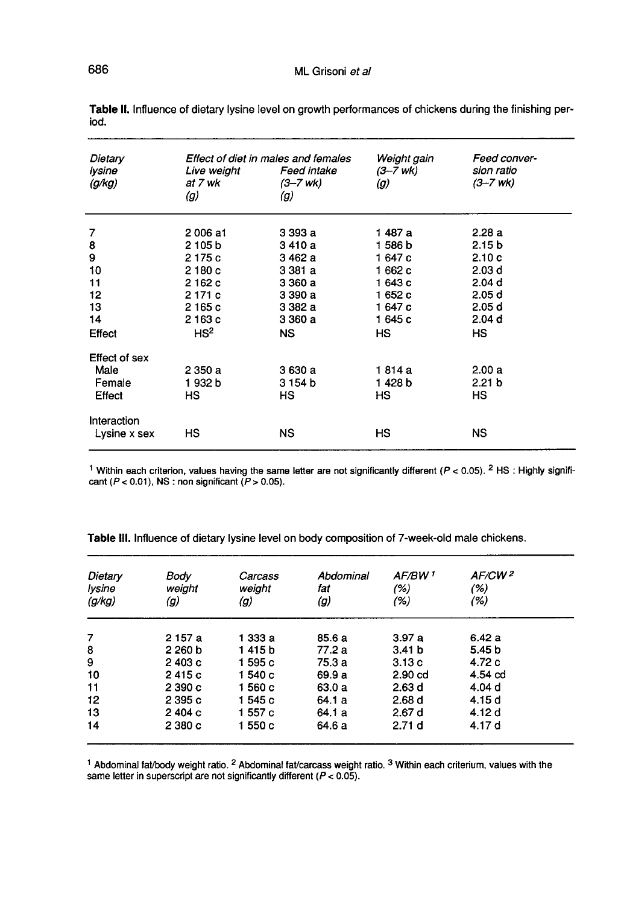**Table II.** Influence of dietary lysine level on growth performances of chickens during the finishing period.

| *Dietary lysine (g/kg)* | *Effect of diet in males and females* Live weight at 7 wk (g) | Feed intake (3–7 wk) (g) | *Weight gain (3–7 wk) (g)* | *Feed conversion ratio (3–7 wk)* |
|---|---|---|---|---|
| 7 | 2 006 a[1] | 3 393 a | 1 487 a | 2.28 a |
| 8 | 2 105 b | 3 410 a | 1 586 b | 2.15 b |
| 9 | 2 175 c | 3 462 a | 1 647 c | 2.10 c |
| 10 | 2 180 c | 3 381 a | 1 662 c | 2.03 d |
| 11 | 2 162 c | 3 360 a | 1 643 c | 2.04 d |
| 12 | 2 171 c | 3 390 a | 1 652 c | 2.05 d |
| 13 | 2 165 c | 3 382 a | 1 647 c | 2.05 d |
| 14 | 2 163 c | 3 360 a | 1 645 c | 2.04 d |
| Effect | HS[2] | NS | HS | HS |
| Effect of sex | | | | |
| Male | 2 350 a | 3 630 a | 1 814 a | 2.00 a |
| Female | 1 932 b | 3 154 b | 1 428 b | 2.21 b |
| Effect | HS | HS | HS | HS |
| Interaction | | | | |
| Lysine x sex | HS | NS | HS | NS |

[1] Within each criterion, values having the same letter are not significantly different ($P < 0.05$). [2] HS : Highly significant ($P < 0.01$), NS : non significant ($P > 0.05$).

**Table III.** Influence of dietary lysine level on body composition of 7-week-old male chickens.

| *Dietary lysine (g/kg)* | *Body weight (g)* | *Carcass weight (g)* | *Abdominal fat (g)* | *AF/BW[1] (%)* | *AF/CW[2] (%)* |
|---|---|---|---|---|---|
| 7 | 2 157 a | 1 333 a | 85.6 a | 3.97 a | 6.42 a |
| 8 | 2 260 b | 1 415 b | 77.2 a | 3.41 b | 5.45 b |
| 9 | 2 403 c | 1 595 c | 75.3 a | 3.13 c | 4.72 c |
| 10 | 2 415 c | 1 540 c | 69.9 a | 2.90 cd | 4.54 cd |
| 11 | 2 390 c | 1 560 c | 63.0 a | 2.63 d | 4.04 d |
| 12 | 2 395 c | 1 545 c | 64.1 a | 2.68 d | 4.15 d |
| 13 | 2 404 c | 1 557 c | 64.1 a | 2.67 d | 4.12 d |
| 14 | 2 380 c | 1 550 c | 64.6 a | 2.71 d | 4.17 d |

[1] Abdominal fat/body weight ratio. [2] Abdominal fat/carcass weight ratio. [3] Within each criterium, values with the same letter in superscript are not significantly different ($P < 0.05$).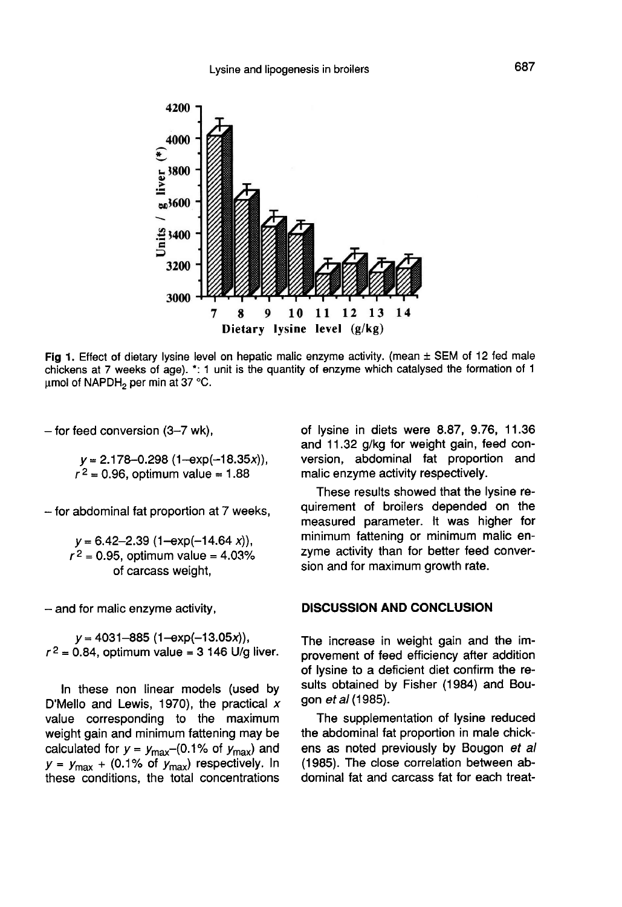Fig 1. Effect of dietary lysine level on hepatic malic enzyme activity. (mean ± SEM of 12 fed male chickens at 7 weeks of age). *: 1 unit is the quantity of enzyme which catalysed the formation of 1 µmol of $NAPDH_2$ per min at 37 °C.

– for feed conversion (3–7 wk),

$$y = 2.178 – 0.298\,(1 – \exp(–18.35x)),$$
$r^2 = 0.96$, optimum value = 1.88

– for abdominal fat proportion at 7 weeks,

$$y = 6.42 – 2.39\,(1 – \exp(–14.64\,x)),$$
$r^2 = 0.95$, optimum value = 4.03% of carcass weight,

– and for malic enzyme activity,

$$y = 4031 – 885\,(1 – \exp(–13.05x)),$$
$r^2 = 0.84$, optimum value = 3 146 U/g liver.

In these non linear models (used by D'Mello and Lewis, 1970), the practical $x$ value corresponding to the maximum weight gain and minimum fattening may be calculated for $y = y_{max} – (0.1\%$ of $y_{max})$ and $y = y_{max} + (0.1\%$ of $y_{max})$ respectively. In these conditions, the total concentrations of lysine in diets were 8.87, 9.76, 11.36 and 11.32 g/kg for weight gain, feed conversion, abdominal fat proportion and malic enzyme activity respectively.

These results showed that the lysine requirement of broilers depended on the measured parameter. It was higher for minimum fattening or minimum malic enzyme activity than for better feed conversion and for maximum growth rate.

## DISCUSSION AND CONCLUSION

The increase in weight gain and the improvement of feed efficiency after addition of lysine to a deficient diet confirm the results obtained by Fisher (1984) and Bougon *et al* (1985).

The supplementation of lysine reduced the abdominal fat proportion in male chickens as noted previously by Bougon *et al* (1985). The close correlation between abdominal fat and carcass fat for each treat-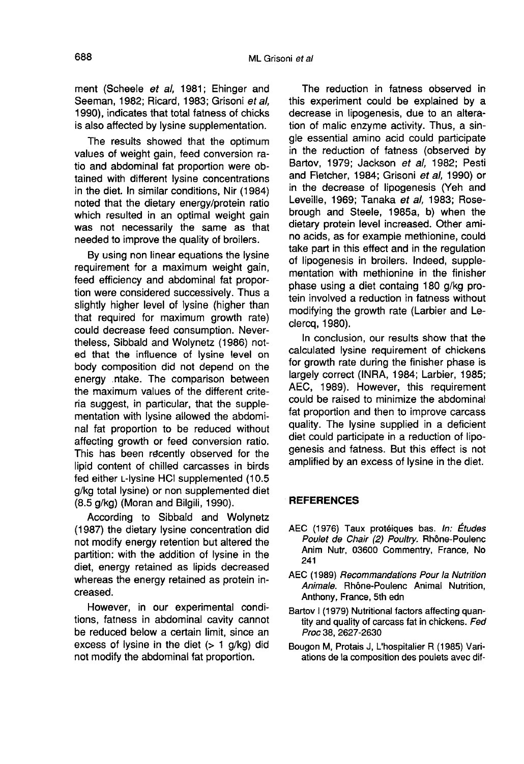ment (Scheele *et al*, 1981; Ehinger and Seeman, 1982; Ricard, 1983; Grisoni *et al*, 1990), indicates that total fatness of chicks is also affected by lysine supplementation.

The results showed that the optimum values of weight gain, feed conversion ratio and abdominal fat proportion were obtained with different lysine concentrations in the diet. In similar conditions, Nir (1984) noted that the dietary energy/protein ratio which resulted in an optimal weight gain was not necessarily the same as that needed to improve the quality of broilers.

By using non linear equations the lysine requirement for a maximum weight gain, feed efficiency and abdominal fat proportion were considered successively. Thus a slightly higher level of lysine (higher than that required for maximum growth rate) could decrease feed consumption. Nevertheless, Sibbald and Wolynetz (1986) noted that the influence of lysine level on body composition did not depend on the energy intake. The comparison between the maximum values of the different criteria suggest, in particular, that the supplementation with lysine allowed the abdominal fat proportion to be reduced without affecting growth or feed conversion ratio. This has been recently observed for the lipid content of chilled carcasses in birds fed either L-lysine HCl supplemented (10.5 g/kg total lysine) or non supplemented diet (8.5 g/kg) (Moran and Bilgili, 1990).

According to Sibbald and Wolynetz (1987) the dietary lysine concentration did not modify energy retention but altered the partition: with the addition of lysine in the diet, energy retained as lipids decreased whereas the energy retained as protein increased.

However, in our experimental conditions, fatness in abdominal cavity cannot be reduced below a certain limit, since an excess of lysine in the diet (> 1 g/kg) did not modify the abdominal fat proportion.

The reduction in fatness observed in this experiment could be explained by a decrease in lipogenesis, due to an alteration of malic enzyme activity. Thus, a single essential amino acid could participate in the reduction of fatness (observed by Bartov, 1979; Jackson *et al*, 1982; Pesti and Fletcher, 1984; Grisoni *et al*, 1990) or in the decrease of lipogenesis (Yeh and Leveille, 1969; Tanaka *et al*, 1983; Rosebrough and Steele, 1985a, b) when the dietary protein level increased. Other amino acids, as for example methionine, could take part in this effect and in the regulation of lipogenesis in broilers. Indeed, supplementation with methionine in the finisher phase using a diet containg 180 g/kg protein involved a reduction in fatness without modifying the growth rate (Larbier and Leclercq, 1980).

In conclusion, our results show that the calculated lysine requirement of chickens for growth rate during the finisher phase is largely correct (INRA, 1984; Larbier, 1985; AEC, 1989). However, this requirement could be raised to minimize the abdominal fat proportion and then to improve carcass quality. The lysine supplied in a deficient diet could participate in a reduction of lipogenesis and fatness. But this effect is not amplified by an excess of lysine in the diet.

## REFERENCES

AEC (1976) Taux protéiques bas. *In: Études Poulet de Chair (2) Poultry*. Rhône-Poulenc Anim Nutr, 03600 Commentry, France, No 241

AEC (1989) *Recommandations Pour la Nutrition Animale*. Rhône-Poulenc Animal Nutrition, Anthony, France, 5th edn

Bartov I (1979) Nutritional factors affecting quantity and quality of carcass fat in chickens. *Fed Proc* 38, 2627-2630

Bougon M, Protais J, L'hospitalier R (1985) Variations de la composition des poulets avec dif-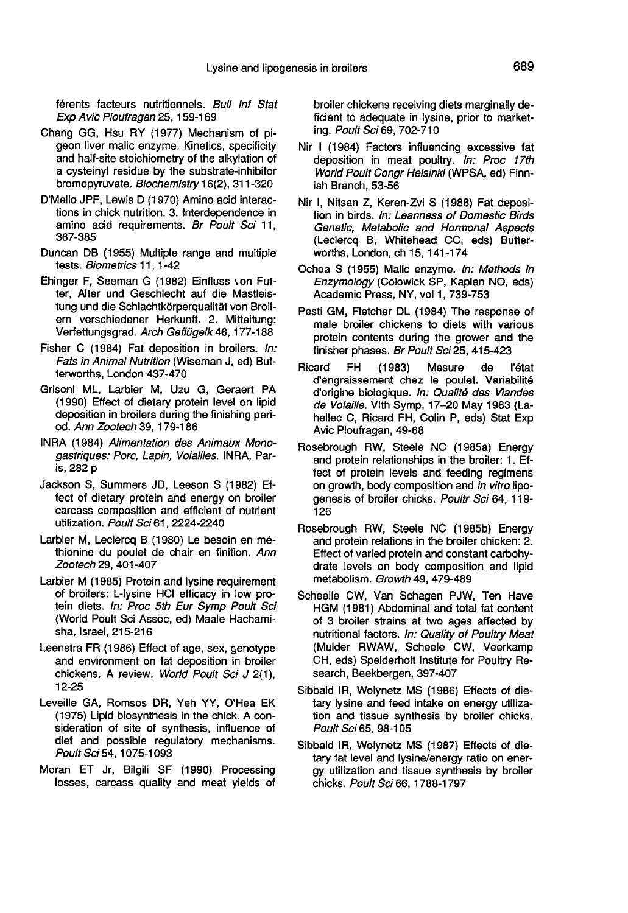férents facteurs nutritionnels. *Bull Inf Stat Exp Avic Ploufragan* 25, 159-169

Chang GG, Hsu RY (1977) Mechanism of pigeon liver malic enzyme. Kinetics, specificity and half-site stoichiometry of the alkylation of a cysteinyl residue by the substrate-inhibitor bromopyruvate. *Biochemistry* 16(2), 311-320

D'Mello JPF, Lewis D (1970) Amino acid interactions in chick nutrition. 3. Interdependence in amino acid requirements. *Br Poult Sci* 11, 367-385

Duncan DB (1955) Multiple range and multiple tests. *Biometrics* 11, 1-42

Ehinger F, Seeman G (1982) Einfluss von Futter, Alter und Geschlecht auf die Mastleistung und die Schlachtkörperqualität von Broilern verschiedener Herkunft. 2. Mitteitung: Verfettungsgrad. *Arch Geflügelk* 46, 177-188

Fisher C (1984) Fat deposition in broilers. *In: Fats in Animal Nutrition* (Wiseman J, ed) Butterworths, London 437-470

Grisoni ML, Larbier M, Uzu G, Geraert PA (1990) Effect of dietary protein level on lipid deposition in broilers during the finishing period. *Ann Zootech* 39, 179-186

INRA (1984) *Alimentation des Animaux Monogastriques: Porc, Lapin, Volailles.* INRA, Paris, 282 p

Jackson S, Summers JD, Leeson S (1982) Effect of dietary protein and energy on broiler carcass composition and efficient of nutrient utilization. *Poult Sci* 61, 2224-2240

Larbier M, Leclercq B (1980) Le besoin en méthionine du poulet de chair en finition. *Ann Zootech* 29, 401-407

Larbier M (1985) Protein and lysine requirement of broilers: L-lysine HCl efficacy in low protein diets. *In: Proc 5th Eur Symp Poult Sci* (World Poult Sci Assoc, ed) Maale Hachamisha, Israel, 215-216

Leenstra FR (1986) Effect of age, sex, genotype and environment on fat deposition in broiler chickens. A review. *World Poult Sci J* 2(1), 12-25

Leveille GA, Romsos DR, Yeh YY, O'Hea EK (1975) Lipid biosynthesis in the chick. A consideration of site of synthesis, influence of diet and possible regulatory mechanisms. *Poult Sci* 54, 1075-1093

Moran ET Jr, Bilgili SF (1990) Processing losses, carcass quality and meat yields of broiler chickens receiving diets marginally deficient to adequate in lysine, prior to marketing. *Poult Sci* 69, 702-710

Nir I (1984) Factors influencing excessive fat deposition in meat poultry. *In: Proc 17th World Poult Congr Helsinki* (WPSA, ed) Finnish Branch, 53-56

Nir I, Nitsan Z, Keren-Zvi S (1988) Fat deposition in birds. *In: Leanness of Domestic Birds Genetic, Metabolic and Hormonal Aspects* (Leclercq B, Whitehead CC, eds) Butterworths, London, ch 15, 141-174

Ochoa S (1955) Malic enzyme. *In: Methods in Enzymology* (Colowick SP, Kaplan NO, eds) Academic Press, NY, vol 1, 739-753

Pesti GM, Fletcher DL (1984) The response of male broiler chickens to diets with various protein contents during the grower and the finisher phases. *Br Poult Sci* 25, 415-423

Ricard FH (1983) Mesure de l'état d'engraissement chez le poulet. Variabilité d'origine biologique. *In: Qualité des Viandes de Volaille.* VIth Symp, 17–20 May 1983 (Lahellec C, Ricard FH, Colin P, eds) Stat Exp Avic Ploufragan, 49-68

Rosebrough RW, Steele NC (1985a) Energy and protein relationships in the broiler: 1. Effect of protein levels and feeding regimens on growth, body composition and *in vitro* lipogenesis of broiler chicks. *Poultr Sci* 64, 119-126

Rosebrough RW, Steele NC (1985b) Energy and protein relations in the broiler chicken: 2. Effect of varied protein and constant carbohydrate levels on body composition and lipid metabolism. *Growth* 49, 479-489

Scheelle CW, Van Schagen PJW, Ten Have HGM (1981) Abdominal and total fat content of 3 broiler strains at two ages affected by nutritional factors. *In: Quality of Poultry Meat* (Mulder RWAW, Scheele CW, Veerkamp CH, eds) Spelderholt Institute for Poultry Research, Beekbergen, 397-407

Sibbald IR, Wolynetz MS (1986) Effects of dietary lysine and feed intake on energy utilization and tissue synthesis by broiler chicks. *Poult Sci* 65, 98-105

Sibbald IR, Wolynetz MS (1987) Effects of dietary fat level and lysine/energy ratio on energy utilization and tissue synthesis by broiler chicks. *Poult Sci* 66, 1788-1797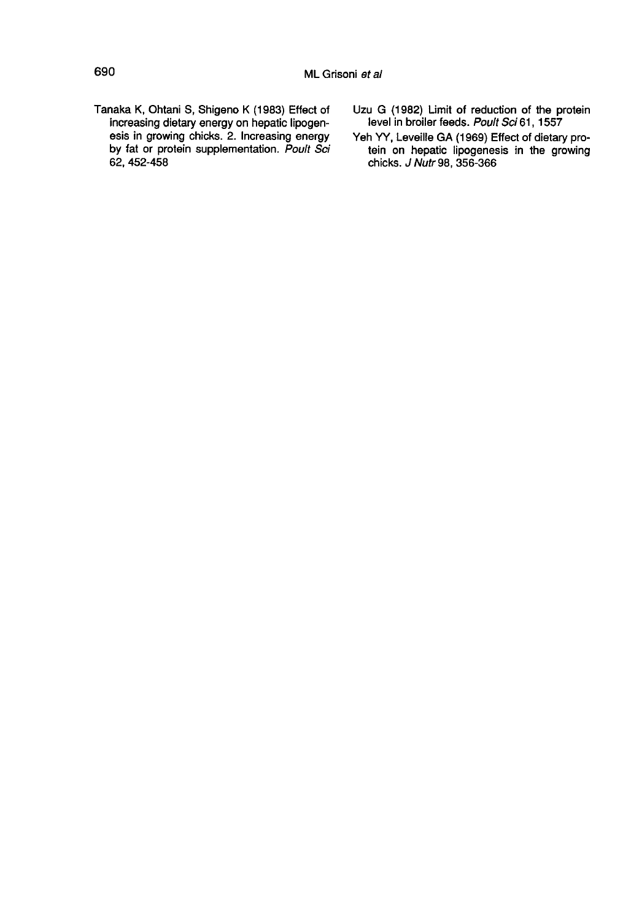Tanaka K, Ohtani S, Shigeno K (1983) Effect of increasing dietary energy on hepatic lipogenesis in growing chicks. 2. Increasing energy by fat or protein supplementation. *Poult Sci* 62, 452-458

Uzu G (1982) Limit of reduction of the protein level in broiler feeds. *Poult Sci* 61, 1557

Yeh YY, Leveille GA (1969) Effect of dietary protein on hepatic lipogenesis in the growing chicks. *J Nutr* 98, 356-366